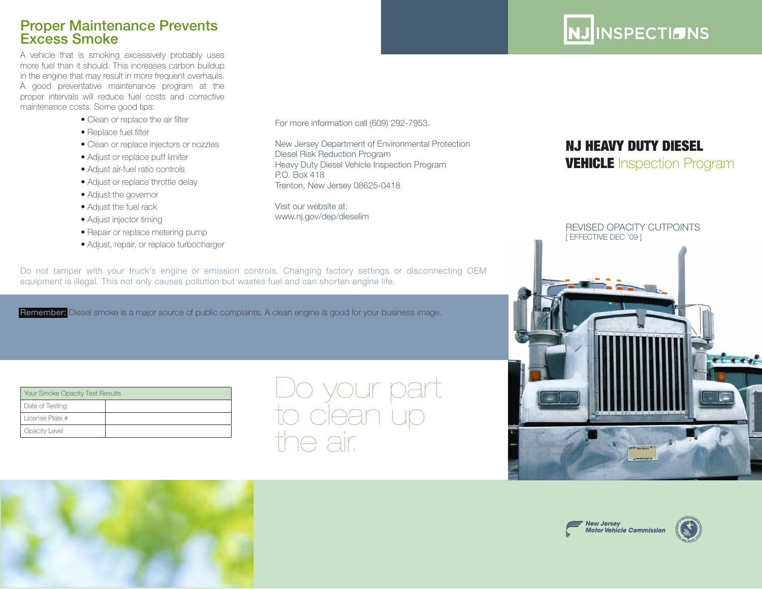## Proper Maintenance Prevents Excess Smoke

A vehicle that is smoking excessively probably uses more fuel than it should. This increases carbon buildup in the engine that may result in more frequent overhauls. A good preventative maintenance program at the proper intervals will reduce fuel costs and corrective maintenance costs. Some good tips:

- Clean or replace the air filter
- Replace fuel filter
- Clean or replace injectors or nozzles
- Adjust or replace puff limiter
- Adjust air-fuel ratio controls
- Adjust or replace throttle delay
- Adjust the governor
- Adjust the fuel rack
- Adjust injector timing
- Repair or replace metering pump
- Adjust, repair, or replace turbocharger

For more information call (609) 292-7953.

New Jersey Department of Environmental Protection
Diesel Risk Reduction Program
Heavy Duty Diesel Vehicle Inspection Program
P.O. Box 418
Trenton, New Jersey 08625-0418

Visit our website at:
www.nj.gov/dep/dieselim

Do not tamper with your truck's engine or emission controls. Changing factory settings or disconnecting OEM equipment is illegal. This not only causes pollution but wastes fuel and can shorten engine life.

**Remember:** Diesel smoke is a major source of public complaints. A clean engine is good for your business image.

| Your Smoke Opacity Test Results | |
|---|---|
| Date of Testing | |
| License Plate # | |
| Opacity Level | |

Do your part to clean up the air.

NJ INSPECTIONS

# NJ HEAVY DUTY DIESEL VEHICLE Inspection Program

REVISED OPACITY CUTPOINTS
[ EFFECTIVE DEC '09 ]

New Jersey Motor Vehicle Commission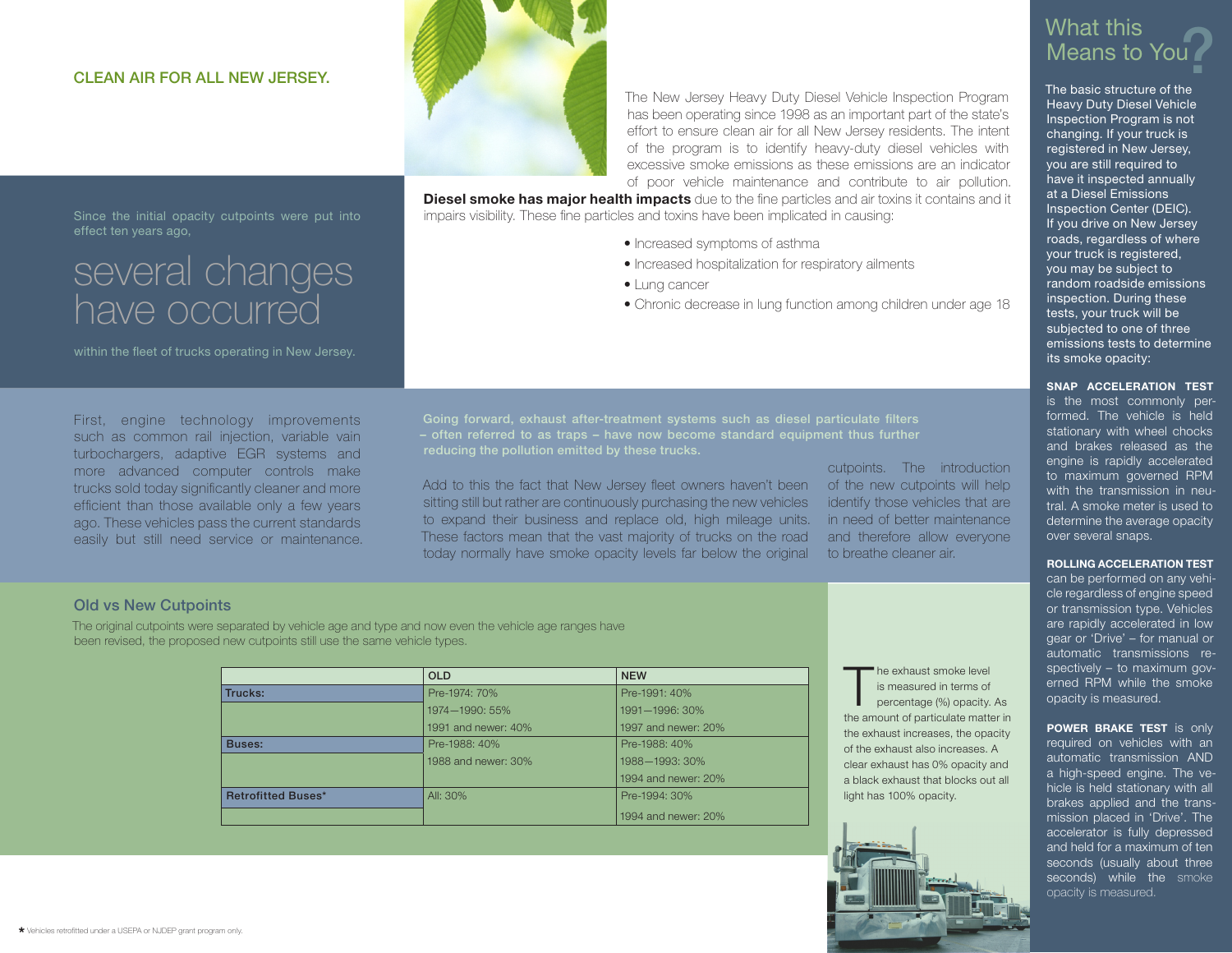## CLEAN AIR FOR ALL NEW JERSEY.

The New Jersey Heavy Duty Diesel Vehicle Inspection Program has been operating since 1998 as an important part of the state's effort to ensure clean air for all New Jersey residents. The intent of the program is to identify heavy-duty diesel vehicles with excessive smoke emissions as these emissions are an indicator of poor vehicle maintenance and contribute to air pollution. **Diesel smoke has major health impacts** due to the fine particles and air toxins it contains and it impairs visibility. These fine particles and toxins have been implicated in causing:

- Increased symptoms of asthma
- Increased hospitalization for respiratory ailments
- Lung cancer
- Chronic decrease in lung function among children under age 18

Since the initial opacity cutpoints were put into effect ten years ago,

## several changes have occurred

within the fleet of trucks operating in New Jersey.

First, engine technology improvements such as common rail injection, variable vain turbochargers, adaptive EGR systems and more advanced computer controls make trucks sold today significantly cleaner and more efficient than those available only a few years ago. These vehicles pass the current standards easily but still need service or maintenance.

**Going forward, exhaust after-treatment systems such as diesel particulate filters – often referred to as traps – have now become standard equipment thus further reducing the pollution emitted by these trucks.**

Add to this the fact that New Jersey fleet owners haven't been sitting still but rather are continuously purchasing the new vehicles to expand their business and replace old, high mileage units. These factors mean that the vast majority of trucks on the road today normally have smoke opacity levels far below the original cutpoints. The introduction of the new cutpoints will help identify those vehicles that are in need of better maintenance and therefore allow everyone to breathe cleaner air.

### Old vs New Cutpoints

The original cutpoints were separated by vehicle age and type and now even the vehicle age ranges have been revised, the proposed new cutpoints still use the same vehicle types.

| | OLD | NEW |
|---|---|---|
| Trucks: | Pre-1974: 70% | Pre-1991: 40% |
| | 1974–1990: 55% | 1991–1996: 30% |
| | 1991 and newer: 40% | 1997 and newer: 20% |
| Buses: | Pre-1988: 40% | Pre-1988: 40% |
| | 1988 and newer: 30% | 1988–1993: 30% |
| | | 1994 and newer: 20% |
| Retrofitted Buses* | All: 30% | Pre-1994: 30% |
| | | 1994 and newer: 20% |

* Vehicles retrofitted under a USEPA or NJDEP grant program only.

The exhaust smoke level is measured in terms of percentage (%) opacity. As the amount of particulate matter in the exhaust increases, the opacity of the exhaust also increases. A clear exhaust has 0% opacity and a black exhaust that blocks out all light has 100% opacity.

## What this Means to You?

The basic structure of the Heavy Duty Diesel Vehicle Inspection Program is not changing. If your truck is registered in New Jersey, you are still required to have it inspected annually at a Diesel Emissions Inspection Center (DEIC). If you drive on New Jersey roads, regardless of where your truck is registered, you may be subject to random roadside emissions inspection. During these tests, your truck will be subjected to one of three emissions tests to determine its smoke opacity:

**SNAP ACCELERATION TEST** is the most commonly performed. The vehicle is held stationary with wheel chocks and brakes released as the engine is rapidly accelerated to maximum governed RPM with the transmission in neutral. A smoke meter is used to determine the average opacity over several snaps.

**ROLLING ACCELERATION TEST** can be performed on any vehicle regardless of engine speed or transmission type. Vehicles are rapidly accelerated in low gear or 'Drive' – for manual or automatic transmissions respectively – to maximum governed RPM while the smoke opacity is measured.

**POWER BRAKE TEST** is only required on vehicles with an automatic transmission AND a high-speed engine. The vehicle is held stationary with all brakes applied and the transmission placed in 'Drive'. The accelerator is fully depressed and held for a maximum of ten seconds (usually about three seconds) while the smoke opacity is measured.